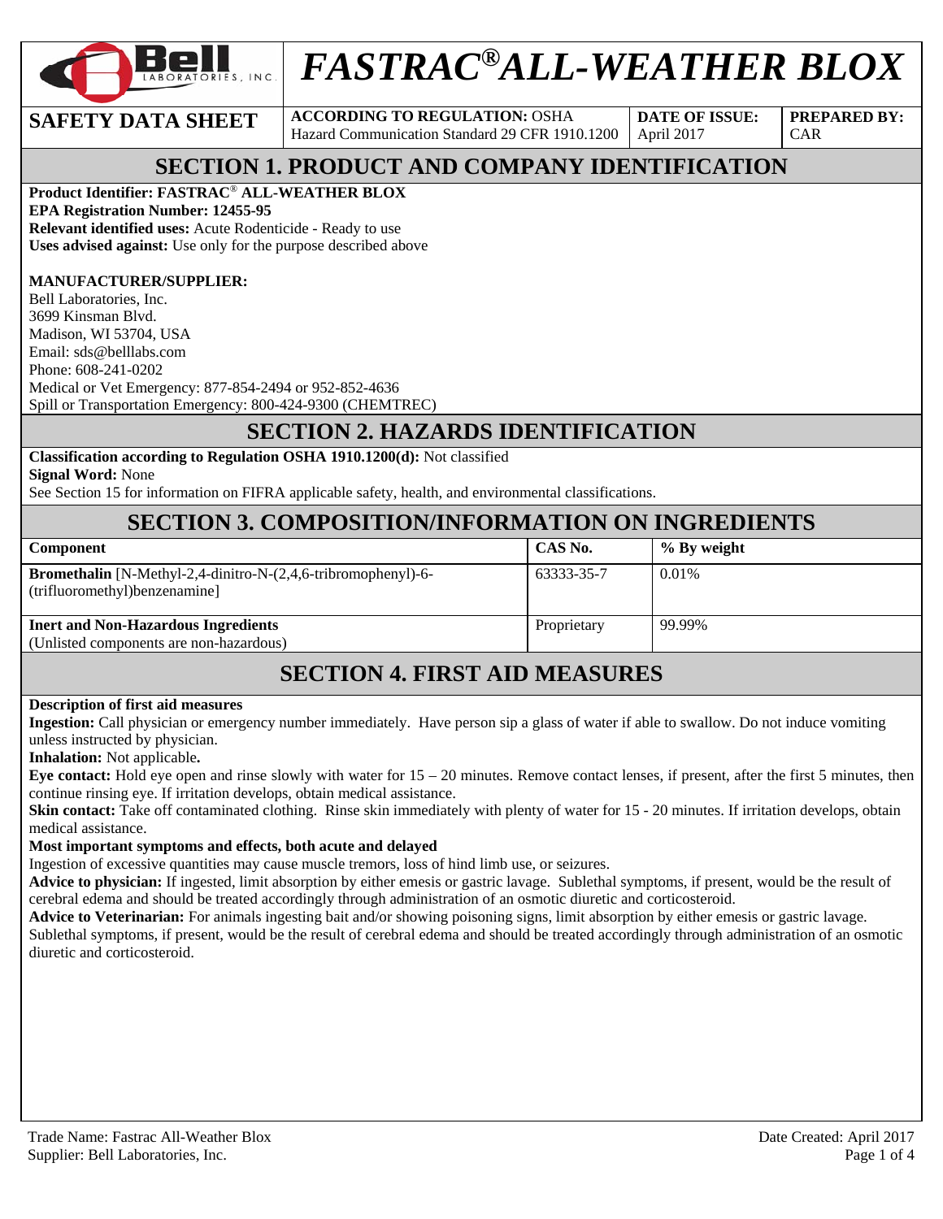# FASTRAC® ALL-WEATHER BLOX

**SAFETY DATA SHEET**

| ACCORDING TO REGULATION: OSHA Hazard Communication Standard 29 CFR 1910.1200 | DATE OF ISSUE: April 2017 | PREPARED BY: CAR |
|---|---|---|

## SECTION 1. PRODUCT AND COMPANY IDENTIFICATION

**Product Identifier: FASTRAC® ALL-WEATHER BLOX**
**EPA Registration Number: 12455-95**
**Relevant identified uses:** Acute Rodenticide - Ready to use
**Uses advised against:** Use only for the purpose described above

**MANUFACTURER/SUPPLIER:**
Bell Laboratories, Inc.
3699 Kinsman Blvd.
Madison, WI 53704, USA
Email: sds@belllabs.com
Phone: 608-241-0202
Medical or Vet Emergency: 877-854-2494 or 952-852-4636
Spill or Transportation Emergency: 800-424-9300 (CHEMTREC)

## SECTION 2. HAZARDS IDENTIFICATION

**Classification according to Regulation OSHA 1910.1200(d):** Not classified
**Signal Word:** None
See Section 15 for information on FIFRA applicable safety, health, and environmental classifications.

## SECTION 3. COMPOSITION/INFORMATION ON INGREDIENTS

| Component | CAS No. | % By weight |
|---|---|---|
| **Bromethalin** [N-Methyl-2,4-dinitro-N-(2,4,6-tribromophenyl)-6-(trifluoromethyl)benzenamine] | 63333-35-7 | 0.01% |
| **Inert and Non-Hazardous Ingredients** (Unlisted components are non-hazardous) | Proprietary | 99.99% |

## SECTION 4. FIRST AID MEASURES

**Description of first aid measures**

**Ingestion:** Call physician or emergency number immediately. Have person sip a glass of water if able to swallow. Do not induce vomiting unless instructed by physician.

**Inhalation:** Not applicable**.**

**Eye contact:** Hold eye open and rinse slowly with water for 15 – 20 minutes. Remove contact lenses, if present, after the first 5 minutes, then continue rinsing eye. If irritation develops, obtain medical assistance.

**Skin contact:** Take off contaminated clothing. Rinse skin immediately with plenty of water for 15 - 20 minutes. If irritation develops, obtain medical assistance.

**Most important symptoms and effects, both acute and delayed**

Ingestion of excessive quantities may cause muscle tremors, loss of hind limb use, or seizures.

**Advice to physician:** If ingested, limit absorption by either emesis or gastric lavage. Sublethal symptoms, if present, would be the result of cerebral edema and should be treated accordingly through administration of an osmotic diuretic and corticosteroid.

**Advice to Veterinarian:** For animals ingesting bait and/or showing poisoning signs, limit absorption by either emesis or gastric lavage. Sublethal symptoms, if present, would be the result of cerebral edema and should be treated accordingly through administration of an osmotic diuretic and corticosteroid.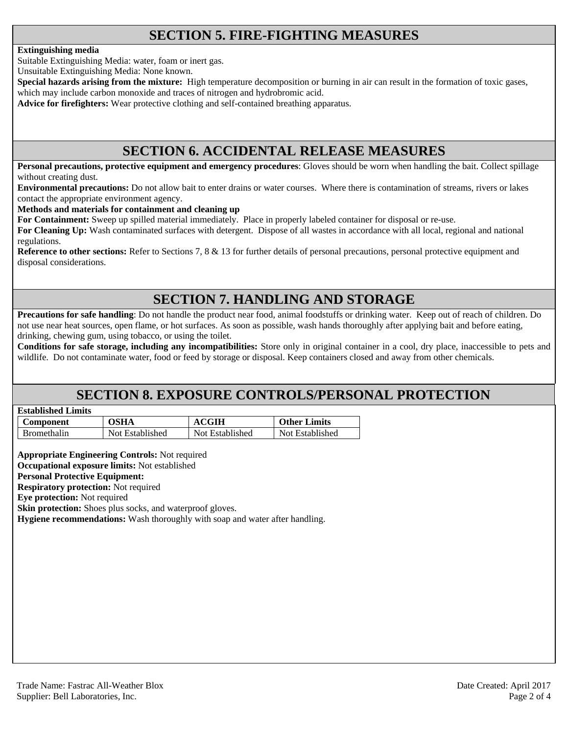## SECTION 5. FIRE-FIGHTING MEASURES

**Extinguishing media**

Suitable Extinguishing Media: water, foam or inert gas.

Unsuitable Extinguishing Media: None known.

**Special hazards arising from the mixture:** High temperature decomposition or burning in air can result in the formation of toxic gases, which may include carbon monoxide and traces of nitrogen and hydrobromic acid.

**Advice for firefighters:** Wear protective clothing and self-contained breathing apparatus.

## SECTION 6. ACCIDENTAL RELEASE MEASURES

**Personal precautions, protective equipment and emergency procedures**: Gloves should be worn when handling the bait. Collect spillage without creating dust.

**Environmental precautions:** Do not allow bait to enter drains or water courses. Where there is contamination of streams, rivers or lakes contact the appropriate environment agency.

**Methods and materials for containment and cleaning up**

**For Containment:** Sweep up spilled material immediately. Place in properly labeled container for disposal or re-use.

**For Cleaning Up:** Wash contaminated surfaces with detergent. Dispose of all wastes in accordance with all local, regional and national regulations.

**Reference to other sections:** Refer to Sections 7, 8 & 13 for further details of personal precautions, personal protective equipment and disposal considerations.

## SECTION 7. HANDLING AND STORAGE

**Precautions for safe handling**: Do not handle the product near food, animal foodstuffs or drinking water. Keep out of reach of children. Do not use near heat sources, open flame, or hot surfaces. As soon as possible, wash hands thoroughly after applying bait and before eating, drinking, chewing gum, using tobacco, or using the toilet.

**Conditions for safe storage, including any incompatibilities:** Store only in original container in a cool, dry place, inaccessible to pets and wildlife. Do not contaminate water, food or feed by storage or disposal. Keep containers closed and away from other chemicals.

## SECTION 8. EXPOSURE CONTROLS/PERSONAL PROTECTION

**Established Limits**

| Component | OSHA | ACGIH | Other Limits |
|---|---|---|---|
| Bromethalin | Not Established | Not Established | Not Established |

**Appropriate Engineering Controls:** Not required

**Occupational exposure limits:** Not established

**Personal Protective Equipment:**

**Respiratory protection:** Not required

**Eye protection:** Not required

**Skin protection:** Shoes plus socks, and waterproof gloves.

**Hygiene recommendations:** Wash thoroughly with soap and water after handling.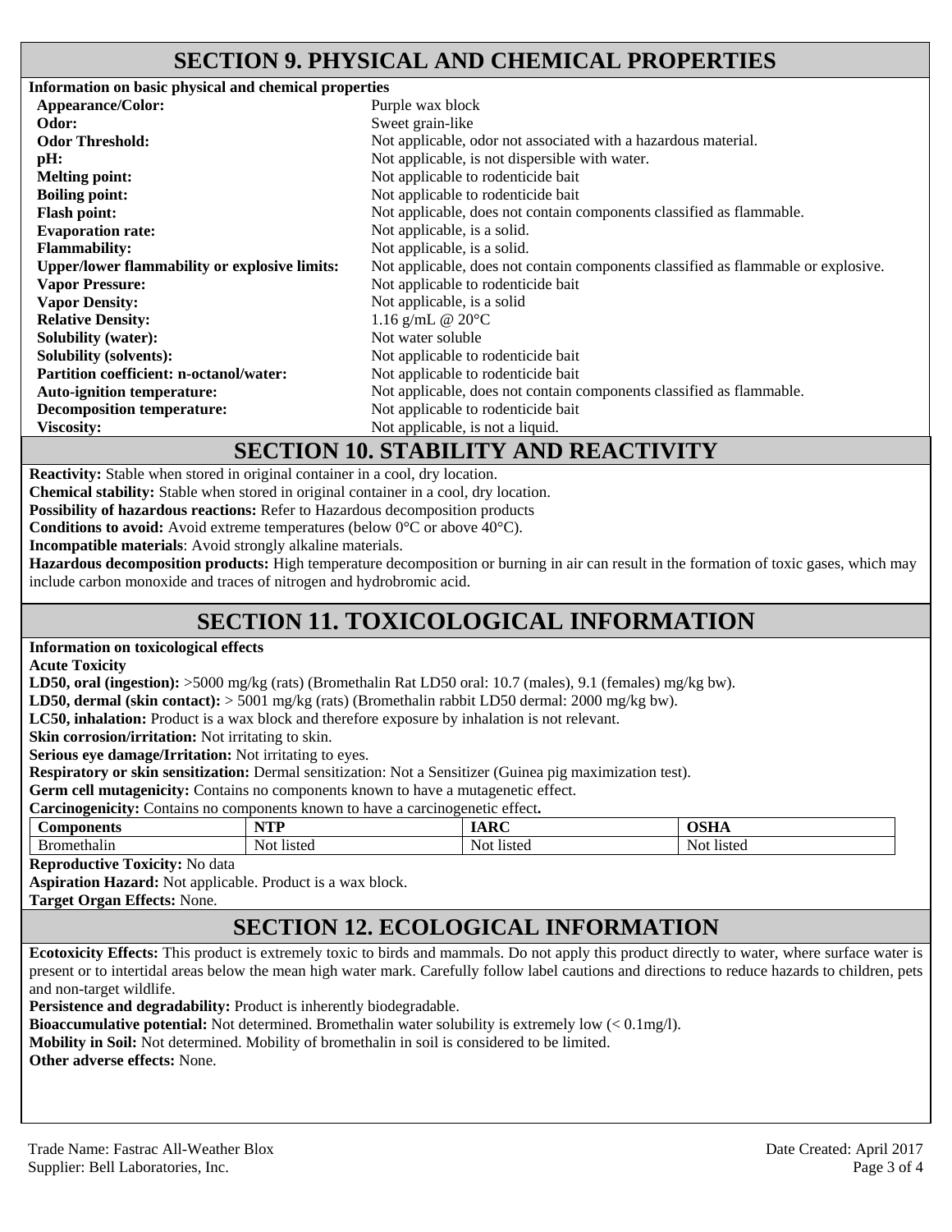## SECTION 9. PHYSICAL AND CHEMICAL PROPERTIES

**Information on basic physical and chemical properties**

| | |
|---|---|
| **Appearance/Color:** | Purple wax block |
| **Odor:** | Sweet grain-like |
| **Odor Threshold:** | Not applicable, odor not associated with a hazardous material. |
| **pH:** | Not applicable, is not dispersible with water. |
| **Melting point:** | Not applicable to rodenticide bait |
| **Boiling point:** | Not applicable to rodenticide bait |
| **Flash point:** | Not applicable, does not contain components classified as flammable. |
| **Evaporation rate:** | Not applicable, is a solid. |
| **Flammability:** | Not applicable, is a solid. |
| **Upper/lower flammability or explosive limits:** | Not applicable, does not contain components classified as flammable or explosive. |
| **Vapor Pressure:** | Not applicable to rodenticide bait |
| **Vapor Density:** | Not applicable, is a solid |
| **Relative Density:** | 1.16 g/mL @ 20°C |
| **Solubility (water):** | Not water soluble |
| **Solubility (solvents):** | Not applicable to rodenticide bait |
| **Partition coefficient: n-octanol/water:** | Not applicable to rodenticide bait |
| **Auto-ignition temperature:** | Not applicable, does not contain components classified as flammable. |
| **Decomposition temperature:** | Not applicable to rodenticide bait |
| **Viscosity:** | Not applicable, is not a liquid. |

## SECTION 10. STABILITY AND REACTIVITY

**Reactivity:** Stable when stored in original container in a cool, dry location.
**Chemical stability:** Stable when stored in original container in a cool, dry location.
**Possibility of hazardous reactions:** Refer to Hazardous decomposition products
**Conditions to avoid:** Avoid extreme temperatures (below 0°C or above 40°C).
**Incompatible materials**: Avoid strongly alkaline materials.
**Hazardous decomposition products:** High temperature decomposition or burning in air can result in the formation of toxic gases, which may include carbon monoxide and traces of nitrogen and hydrobromic acid.

## SECTION 11. TOXICOLOGICAL INFORMATION

**Information on toxicological effects**
**Acute Toxicity**
**LD50, oral (ingestion):** >5000 mg/kg (rats) (Bromethalin Rat LD50 oral: 10.7 (males), 9.1 (females) mg/kg bw).
**LD50, dermal (skin contact):** > 5001 mg/kg (rats) (Bromethalin rabbit LD50 dermal: 2000 mg/kg bw).
**LC50, inhalation:** Product is a wax block and therefore exposure by inhalation is not relevant.
**Skin corrosion/irritation:** Not irritating to skin.
**Serious eye damage/Irritation:** Not irritating to eyes.
**Respiratory or skin sensitization:** Dermal sensitization: Not a Sensitizer (Guinea pig maximization test).
**Germ cell mutagenicity:** Contains no components known to have a mutagenetic effect.
**Carcinogenicity:** Contains no components known to have a carcinogenetic effect**.**

| Components | NTP | IARC | OSHA |
|---|---|---|---|
| Bromethalin | Not listed | Not listed | Not listed |

**Reproductive Toxicity:** No data
**Aspiration Hazard:** Not applicable. Product is a wax block.
**Target Organ Effects:** None.

## SECTION 12. ECOLOGICAL INFORMATION

**Ecotoxicity Effects:** This product is extremely toxic to birds and mammals. Do not apply this product directly to water, where surface water is present or to intertidal areas below the mean high water mark. Carefully follow label cautions and directions to reduce hazards to children, pets and non-target wildlife.
**Persistence and degradability:** Product is inherently biodegradable.
**Bioaccumulative potential:** Not determined. Bromethalin water solubility is extremely low (< 0.1mg/l).
**Mobility in Soil:** Not determined. Mobility of bromethalin in soil is considered to be limited.
**Other adverse effects:** None.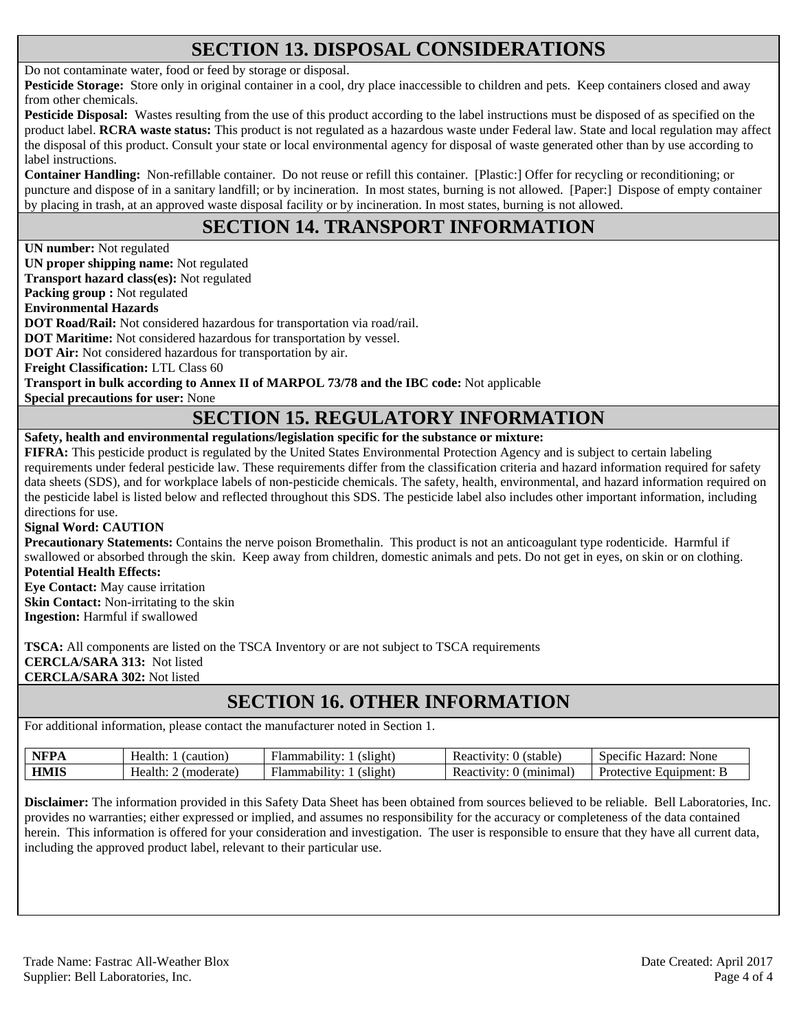## SECTION 13. DISPOSAL CONSIDERATIONS

Do not contaminate water, food or feed by storage or disposal.

**Pesticide Storage:** Store only in original container in a cool, dry place inaccessible to children and pets. Keep containers closed and away from other chemicals.

**Pesticide Disposal:** Wastes resulting from the use of this product according to the label instructions must be disposed of as specified on the product label. **RCRA waste status:** This product is not regulated as a hazardous waste under Federal law. State and local regulation may affect the disposal of this product. Consult your state or local environmental agency for disposal of waste generated other than by use according to label instructions.

**Container Handling:** Non-refillable container. Do not reuse or refill this container. [Plastic:] Offer for recycling or reconditioning; or puncture and dispose of in a sanitary landfill; or by incineration. In most states, burning is not allowed. [Paper:] Dispose of empty container by placing in trash, at an approved waste disposal facility or by incineration. In most states, burning is not allowed.

## SECTION 14. TRANSPORT INFORMATION

**UN number:** Not regulated
**UN proper shipping name:** Not regulated
**Transport hazard class(es):** Not regulated
**Packing group :** Not regulated
**Environmental Hazards**
**DOT Road/Rail:** Not considered hazardous for transportation via road/rail.
**DOT Maritime:** Not considered hazardous for transportation by vessel.
**DOT Air:** Not considered hazardous for transportation by air.
**Freight Classification:** LTL Class 60
**Transport in bulk according to Annex II of MARPOL 73/78 and the IBC code:** Not applicable
**Special precautions for user:** None

## SECTION 15. REGULATORY INFORMATION

**Safety, health and environmental regulations/legislation specific for the substance or mixture:**

**FIFRA:** This pesticide product is regulated by the United States Environmental Protection Agency and is subject to certain labeling requirements under federal pesticide law. These requirements differ from the classification criteria and hazard information required for safety data sheets (SDS), and for workplace labels of non-pesticide chemicals. The safety, health, environmental, and hazard information required on the pesticide label is listed below and reflected throughout this SDS. The pesticide label also includes other important information, including directions for use.

**Signal Word: CAUTION**

**Precautionary Statements:** Contains the nerve poison Bromethalin. This product is not an anticoagulant type rodenticide. Harmful if swallowed or absorbed through the skin. Keep away from children, domestic animals and pets. Do not get in eyes, on skin or on clothing.

**Potential Health Effects:**
**Eye Contact:** May cause irritation
**Skin Contact:** Non-irritating to the skin
**Ingestion:** Harmful if swallowed

**TSCA:** All components are listed on the TSCA Inventory or are not subject to TSCA requirements
**CERCLA/SARA 313:** Not listed
**CERCLA/SARA 302:** Not listed

## SECTION 16. OTHER INFORMATION

For additional information, please contact the manufacturer noted in Section 1.

| | | | | |
|---|---|---|---|---|
| **NFPA** | Health: 1 (caution) | Flammability: 1 (slight) | Reactivity: 0 (stable) | Specific Hazard: None |
| **HMIS** | Health: 2 (moderate) | Flammability: 1 (slight) | Reactivity: 0 (minimal) | Protective Equipment: B |

**Disclaimer:** The information provided in this Safety Data Sheet has been obtained from sources believed to be reliable. Bell Laboratories, Inc. provides no warranties; either expressed or implied, and assumes no responsibility for the accuracy or completeness of the data contained herein. This information is offered for your consideration and investigation. The user is responsible to ensure that they have all current data, including the approved product label, relevant to their particular use.